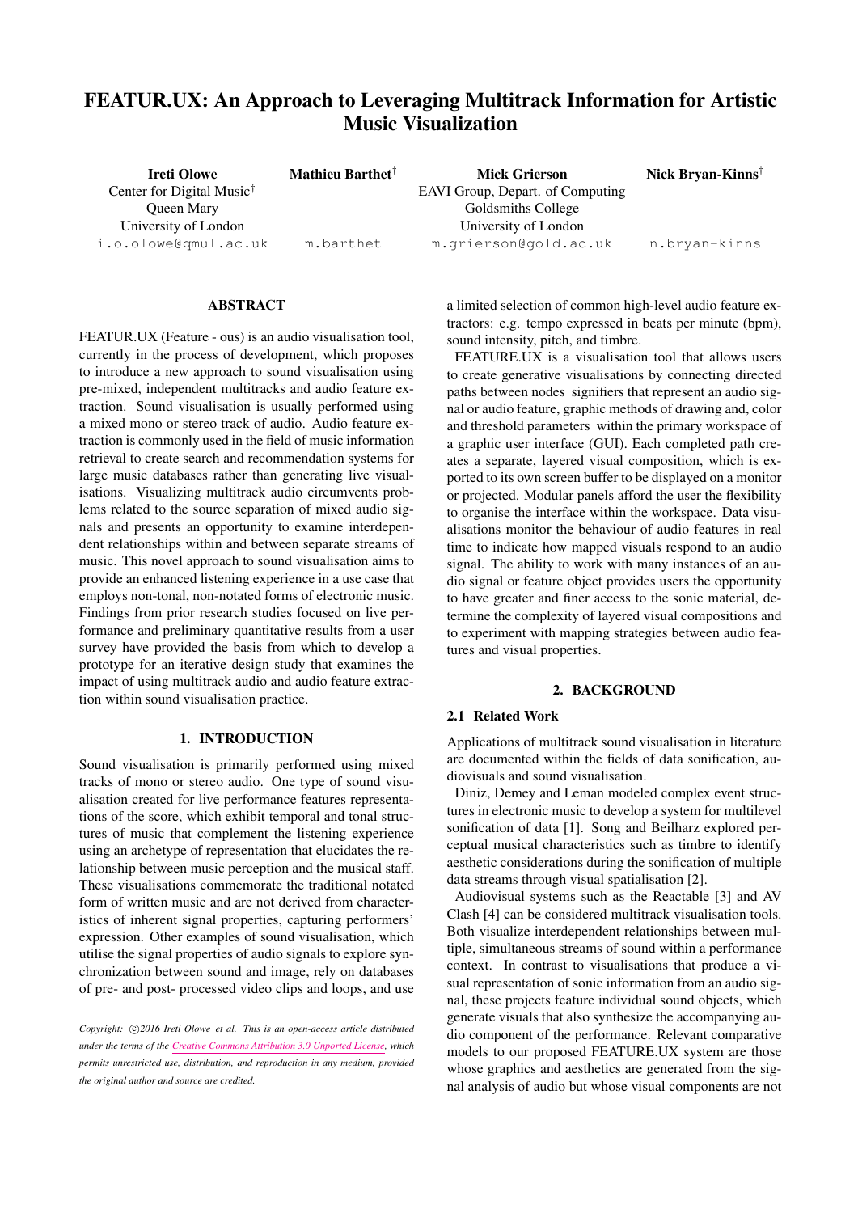# FEATUR.UX: An Approach to Leveraging Multitrack Information for Artistic Music Visualization

**Ireti Olowe**
Center for Digital Music[†]
Queen Mary
University of London
i.o.olowe@qmul.ac.uk

**Mathieu Barthet**[†]
m.barthet

**Mick Grierson**
EAVI Group, Depart. of Computing
Goldsmiths College
University of London
m.grierson@gold.ac.uk

**Nick Bryan-Kinns**[†]
n.bryan-kinns

## ABSTRACT

FEATUR.UX (Feature - ous) is an audio visualisation tool, currently in the process of development, which proposes to introduce a new approach to sound visualisation using pre-mixed, independent multitracks and audio feature extraction. Sound visualisation is usually performed using a mixed mono or stereo track of audio. Audio feature extraction is commonly used in the field of music information retrieval to create search and recommendation systems for large music databases rather than generating live visualisations. Visualizing multitrack audio circumvents problems related to the source separation of mixed audio signals and presents an opportunity to examine interdependent relationships within and between separate streams of music. This novel approach to sound visualisation aims to provide an enhanced listening experience in a use case that employs non-tonal, non-notated forms of electronic music. Findings from prior research studies focused on live performance and preliminary quantitative results from a user survey have provided the basis from which to develop a prototype for an iterative design study that examines the impact of using multitrack audio and audio feature extraction within sound visualisation practice.

## 1. INTRODUCTION

Sound visualisation is primarily performed using mixed tracks of mono or stereo audio. One type of sound visualisation created for live performance features representations of the score, which exhibit temporal and tonal structures of music that complement the listening experience using an archetype of representation that elucidates the relationship between music perception and the musical staff. These visualisations commemorate the traditional notated form of written music and are not derived from characteristics of inherent signal properties, capturing performers' expression. Other examples of sound visualisation, which utilise the signal properties of audio signals to explore synchronization between sound and image, rely on databases of pre- and post- processed video clips and loops, and use a limited selection of common high-level audio feature extractors: e.g. tempo expressed in beats per minute (bpm), sound intensity, pitch, and timbre.

FEATURE.UX is a visualisation tool that allows users to create generative visualisations by connecting directed paths between nodes signifiers that represent an audio signal or audio feature, graphic methods of drawing and, color and threshold parameters within the primary workspace of a graphic user interface (GUI). Each completed path creates a separate, layered visual composition, which is exported to its own screen buffer to be displayed on a monitor or projected. Modular panels afford the user the flexibility to organise the interface within the workspace. Data visualisations monitor the behaviour of audio features in real time to indicate how mapped visuals respond to an audio signal. The ability to work with many instances of an audio signal or feature object provides users the opportunity to have greater and finer access to the sonic material, determine the complexity of layered visual compositions and to experiment with mapping strategies between audio features and visual properties.

## 2. BACKGROUND

### 2.1 Related Work

Applications of multitrack sound visualisation in literature are documented within the fields of data sonification, audiovisuals and sound visualisation.

Diniz, Demey and Leman modeled complex event structures in electronic music to develop a system for multilevel sonification of data [1]. Song and Beilharz explored perceptual musical characteristics such as timbre to identify aesthetic considerations during the sonification of multiple data streams through visual spatialisation [2].

Audiovisual systems such as the Reactable [3] and AV Clash [4] can be considered multitrack visualisation tools. Both visualize interdependent relationships between multiple, simultaneous streams of sound within a performance context. In contrast to visualisations that produce a visual representation of sonic information from an audio signal, these projects feature individual sound objects, which generate visuals that also synthesize the accompanying audio component of the performance. Relevant comparative models to our proposed FEATURE.UX system are those whose graphics and aesthetics are generated from the signal analysis of audio but whose visual components are not

*Copyright: ©2016 Ireti Olowe et al. This is an open-access article distributed under the terms of the Creative Commons Attribution 3.0 Unported License, which permits unrestricted use, distribution, and reproduction in any medium, provided the original author and source are credited.*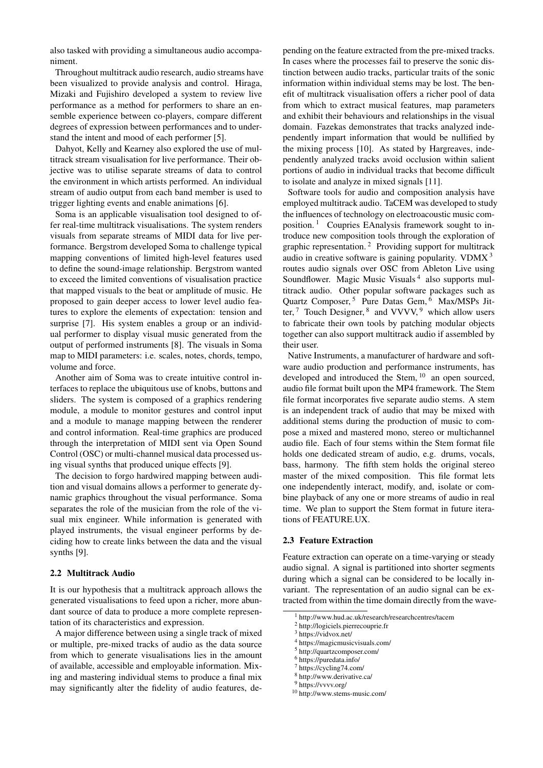also tasked with providing a simultaneous audio accompaniment.

Throughout multitrack audio research, audio streams have been visualized to provide analysis and control. Hiraga, Mizaki and Fujishiro developed a system to review live performance as a method for performers to share an ensemble experience between co-players, compare different degrees of expression between performances and to understand the intent and mood of each performer [5].

Dahyot, Kelly and Kearney also explored the use of multitrack stream visualisation for live performance. Their objective was to utilise separate streams of data to control the environment in which artists performed. An individual stream of audio output from each band member is used to trigger lighting events and enable animations [6].

Soma is an applicable visualisation tool designed to offer real-time multitrack visualisations. The system renders visuals from separate streams of MIDI data for live performance. Bergstrom developed Soma to challenge typical mapping conventions of limited high-level features used to define the sound-image relationship. Bergstrom wanted to exceed the limited conventions of visualisation practice that mapped visuals to the beat or amplitude of music. He proposed to gain deeper access to lower level audio features to explore the elements of expectation: tension and surprise [7]. His system enables a group or an individual performer to display visual music generated from the output of performed instruments [8]. The visuals in Soma map to MIDI parameters: i.e. scales, notes, chords, tempo, volume and force.

Another aim of Soma was to create intuitive control interfaces to replace the ubiquitous use of knobs, buttons and sliders. The system is composed of a graphics rendering module, a module to monitor gestures and control input and a module to manage mapping between the renderer and control information. Real-time graphics are produced through the interpretation of MIDI sent via Open Sound Control (OSC) or multi-channel musical data processed using visual synths that produced unique effects [9].

The decision to forgo hardwired mapping between audition and visual domains allows a performer to generate dynamic graphics throughout the visual performance. Soma separates the role of the musician from the role of the visual mix engineer. While information is generated with played instruments, the visual engineer performs by deciding how to create links between the data and the visual synths [9].

### 2.2 Multitrack Audio

It is our hypothesis that a multitrack approach allows the generated visualisations to feed upon a richer, more abundant source of data to produce a more complete representation of its characteristics and expression.

A major difference between using a single track of mixed or multiple, pre-mixed tracks of audio as the data source from which to generate visualisations lies in the amount of available, accessible and employable information. Mixing and mastering individual stems to produce a final mix may significantly alter the fidelity of audio features, depending on the feature extracted from the pre-mixed tracks. In cases where the processes fail to preserve the sonic distinction between audio tracks, particular traits of the sonic information within individual stems may be lost. The benefit of multitrack visualisation offers a richer pool of data from which to extract musical features, map parameters and exhibit their behaviours and relationships in the visual domain. Fazekas demonstrates that tracks analyzed independently impart information that would be nullified by the mixing process [10]. As stated by Hargreaves, independently analyzed tracks avoid occlusion within salient portions of audio in individual tracks that become difficult to isolate and analyze in mixed signals [11].

Software tools for audio and composition analysis have employed multitrack audio. TaCEM was developed to study the influences of technology on electroacoustic music composition. [1] Coupries EAnalysis framework sought to introduce new composition tools through the exploration of graphic representation. [2] Providing support for multitrack audio in creative software is gaining popularity. VDMX [3] routes audio signals over OSC from Ableton Live using Soundflower. Magic Music Visuals [4] also supports multitrack audio. Other popular software packages such as Quartz Composer, [5] Pure Datas Gem, [6] Max/MSPs Jitter, [7] Touch Designer, [8] and VVVV, [9] which allow users to fabricate their own tools by patching modular objects together can also support multitrack audio if assembled by their user.

Native Instruments, a manufacturer of hardware and software audio production and performance instruments, has developed and introduced the Stem, [10] an open sourced, audio file format built upon the MP4 framework. The Stem file format incorporates five separate audio stems. A stem is an independent track of audio that may be mixed with additional stems during the production of music to compose a mixed and mastered mono, stereo or multichannel audio file. Each of four stems within the Stem format file holds one dedicated stream of audio, e.g. drums, vocals, bass, harmony. The fifth stem holds the original stereo master of the mixed composition. This file format lets one independently interact, modify, and, isolate or combine playback of any one or more streams of audio in real time. We plan to support the Stem format in future iterations of FEATURE.UX.

### 2.3 Feature Extraction

Feature extraction can operate on a time-varying or steady audio signal. A signal is partitioned into shorter segments during which a signal can be considered to be locally invariant. The representation of an audio signal can be extracted from within the time domain directly from the wave-

[1] http://www.hud.ac.uk/research/researchcentres/tacem

[2] http://logiciels.pierrecouprie.fr

[3] https://vidvox.net/

[4] https://magicmusicvisuals.com/

[5] http://quartzcomposer.com/

[6] https://puredata.info/

[7] https://cycling74.com/

[8] http://www.derivative.ca/

[9] https://vvvv.org/

[10] http://www.stems-music.com/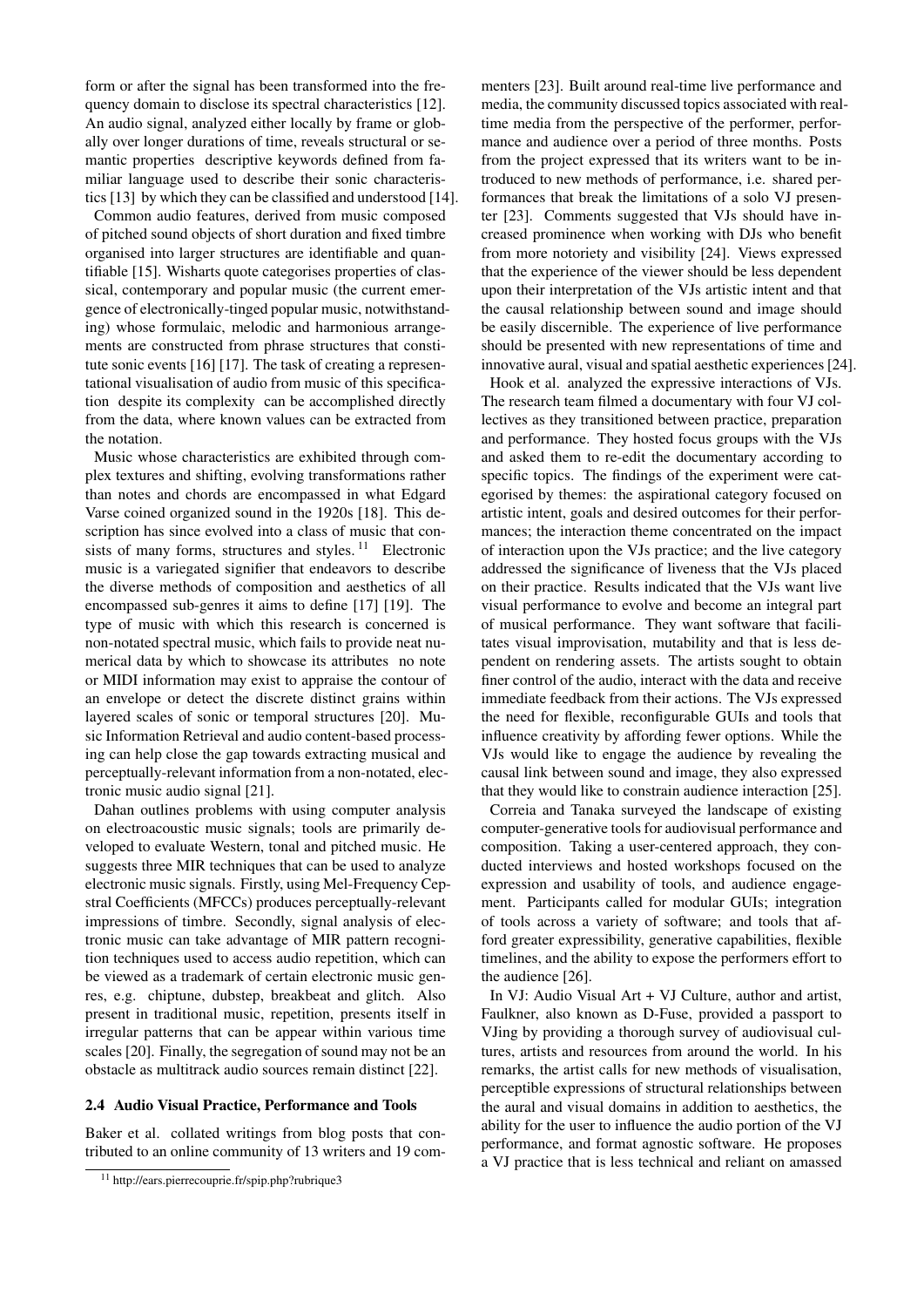form or after the signal has been transformed into the frequency domain to disclose its spectral characteristics [12]. An audio signal, analyzed either locally by frame or globally over longer durations of time, reveals structural or semantic properties descriptive keywords defined from familiar language used to describe their sonic characteristics [13] by which they can be classified and understood [14].

Common audio features, derived from music composed of pitched sound objects of short duration and fixed timbre organised into larger structures are identifiable and quantifiable [15]. Wisharts quote categorises properties of classical, contemporary and popular music (the current emergence of electronically-tinged popular music, notwithstanding) whose formulaic, melodic and harmonious arrangements are constructed from phrase structures that constitute sonic events [16] [17]. The task of creating a representational visualisation of audio from music of this specification despite its complexity can be accomplished directly from the data, where known values can be extracted from the notation.

Music whose characteristics are exhibited through complex textures and shifting, evolving transformations rather than notes and chords are encompassed in what Edgard Varse coined organized sound in the 1920s [18]. This description has since evolved into a class of music that consists of many forms, structures and styles. [11] Electronic music is a variegated signifier that endeavors to describe the diverse methods of composition and aesthetics of all encompassed sub-genres it aims to define [17] [19]. The type of music with which this research is concerned is non-notated spectral music, which fails to provide neat numerical data by which to showcase its attributes no note or MIDI information may exist to appraise the contour of an envelope or detect the discrete distinct grains within layered scales of sonic or temporal structures [20]. Music Information Retrieval and audio content-based processing can help close the gap towards extracting musical and perceptually-relevant information from a non-notated, electronic music audio signal [21].

Dahan outlines problems with using computer analysis on electroacoustic music signals; tools are primarily developed to evaluate Western, tonal and pitched music. He suggests three MIR techniques that can be used to analyze electronic music signals. Firstly, using Mel-Frequency Cepstral Coefficients (MFCCs) produces perceptually-relevant impressions of timbre. Secondly, signal analysis of electronic music can take advantage of MIR pattern recognition techniques used to access audio repetition, which can be viewed as a trademark of certain electronic music genres, e.g. chiptune, dubstep, breakbeat and glitch. Also present in traditional music, repetition, presents itself in irregular patterns that can be appear within various time scales [20]. Finally, the segregation of sound may not be an obstacle as multitrack audio sources remain distinct [22].

### 2.4 Audio Visual Practice, Performance and Tools

Baker et al. collated writings from blog posts that contributed to an online community of 13 writers and 19 commenters [23]. Built around real-time live performance and media, the community discussed topics associated with real-time media from the perspective of the performer, performance and audience over a period of three months. Posts from the project expressed that its writers want to be introduced to new methods of performance, i.e. shared performances that break the limitations of a solo VJ presenter [23]. Comments suggested that VJs should have increased prominence when working with DJs who benefit from more notoriety and visibility [24]. Views expressed that the experience of the viewer should be less dependent upon their interpretation of the VJs artistic intent and that the causal relationship between sound and image should be easily discernible. The experience of live performance should be presented with new representations of time and innovative aural, visual and spatial aesthetic experiences [24].

Hook et al. analyzed the expressive interactions of VJs. The research team filmed a documentary with four VJ collectives as they transitioned between practice, preparation and performance. They hosted focus groups with the VJs and asked them to re-edit the documentary according to specific topics. The findings of the experiment were categorised by themes: the aspirational category focused on artistic intent, goals and desired outcomes for their performances; the interaction theme concentrated on the impact of interaction upon the VJs practice; and the live category addressed the significance of liveness that the VJs placed on their practice. Results indicated that the VJs want live visual performance to evolve and become an integral part of musical performance. They want software that facilitates visual improvisation, mutability and that is less dependent on rendering assets. The artists sought to obtain finer control of the audio, interact with the data and receive immediate feedback from their actions. The VJs expressed the need for flexible, reconfigurable GUIs and tools that influence creativity by affording fewer options. While the VJs would like to engage the audience by revealing the causal link between sound and image, they also expressed that they would like to constrain audience interaction [25].

Correia and Tanaka surveyed the landscape of existing computer-generative tools for audiovisual performance and composition. Taking a user-centered approach, they conducted interviews and hosted workshops focused on the expression and usability of tools, and audience engagement. Participants called for modular GUIs; integration of tools across a variety of software; and tools that afford greater expressibility, generative capabilities, flexible timelines, and the ability to expose the performers effort to the audience [26].

In VJ: Audio Visual Art + VJ Culture, author and artist, Faulkner, also known as D-Fuse, provided a passport to VJing by providing a thorough survey of audiovisual cultures, artists and resources from around the world. In his remarks, the artist calls for new methods of visualisation, perceptible expressions of structural relationships between the aural and visual domains in addition to aesthetics, the ability for the user to influence the audio portion of the VJ performance, and format agnostic software. He proposes a VJ practice that is less technical and reliant on amassed

[11] http://ears.pierrecouprie.fr/spip.php?rubrique3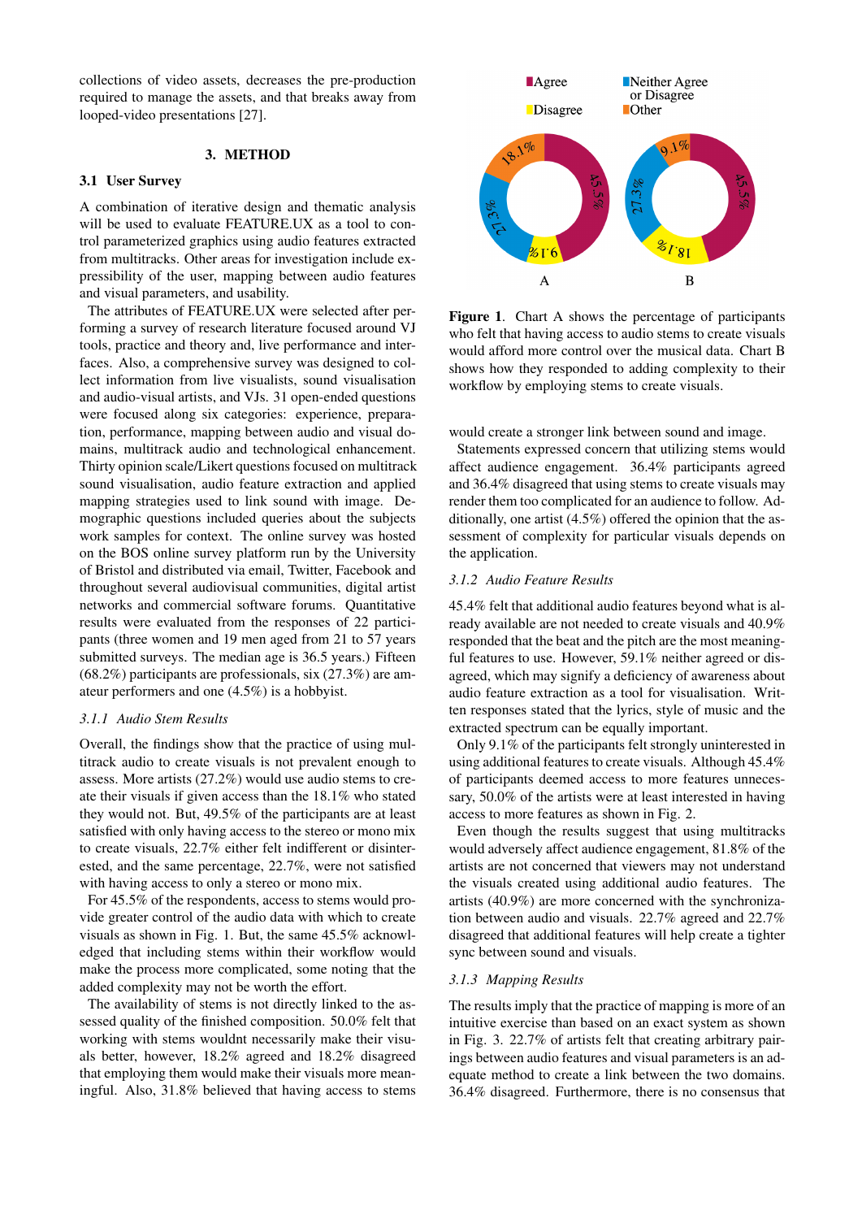collections of video assets, decreases the pre-production required to manage the assets, and that breaks away from looped-video presentations [27].

## 3. METHOD

### 3.1 User Survey

A combination of iterative design and thematic analysis will be used to evaluate FEATURE.UX as a tool to control parameterized graphics using audio features extracted from multitracks. Other areas for investigation include expressibility of the user, mapping between audio features and visual parameters, and usability.

The attributes of FEATURE.UX were selected after performing a survey of research literature focused around VJ tools, practice and theory and, live performance and interfaces. Also, a comprehensive survey was designed to collect information from live visualists, sound visualisation and audio-visual artists, and VJs. 31 open-ended questions were focused along six categories: experience, preparation, performance, mapping between audio and visual domains, multitrack audio and technological enhancement. Thirty opinion scale/Likert questions focused on multitrack sound visualisation, audio feature extraction and applied mapping strategies used to link sound with image. Demographic questions included queries about the subjects work samples for context. The online survey was hosted on the BOS online survey platform run by the University of Bristol and distributed via email, Twitter, Facebook and throughout several audiovisual communities, digital artist networks and commercial software forums. Quantitative results were evaluated from the responses of 22 participants (three women and 19 men aged from 21 to 57 years submitted surveys. The median age is 36.5 years.) Fifteen (68.2%) participants are professionals, six (27.3%) are amateur performers and one (4.5%) is a hobbyist.

#### 3.1.1 Audio Stem Results

Overall, the findings show that the practice of using multitrack audio to create visuals is not prevalent enough to assess. More artists (27.2%) would use audio stems to create their visuals if given access than the 18.1% who stated they would not. But, 49.5% of the participants are at least satisfied with only having access to the stereo or mono mix to create visuals, 22.7% either felt indifferent or disinterested, and the same percentage, 22.7%, were not satisfied with having access to only a stereo or mono mix.

For 45.5% of the respondents, access to stems would provide greater control of the audio data with which to create visuals as shown in Fig. 1. But, the same 45.5% acknowledged that including stems within their workflow would make the process more complicated, some noting that the added complexity may not be worth the effort.

The availability of stems is not directly linked to the assessed quality of the finished composition. 50.0% felt that working with stems wouldnt necessarily make their visuals better, however, 18.2% agreed and 18.2% disagreed that employing them would make their visuals more meaningful. Also, 31.8% believed that having access to stems would create a stronger link between sound and image.

**Figure 1**. Chart A shows the percentage of participants who felt that having access to audio stems to create visuals would afford more control over the musical data. Chart B shows how they responded to adding complexity to their workflow by employing stems to create visuals.

Statements expressed concern that utilizing stems would affect audience engagement. 36.4% participants agreed and 36.4% disagreed that using stems to create visuals may render them too complicated for an audience to follow. Additionally, one artist (4.5%) offered the opinion that the assessment of complexity for particular visuals depends on the application.

#### 3.1.2 Audio Feature Results

45.4% felt that additional audio features beyond what is already available are not needed to create visuals and 40.9% responded that the beat and the pitch are the most meaningful features to use. However, 59.1% neither agreed or disagreed, which may signify a deficiency of awareness about audio feature extraction as a tool for visualisation. Written responses stated that the lyrics, style of music and the extracted spectrum can be equally important.

Only 9.1% of the participants felt strongly uninterested in using additional features to create visuals. Although 45.4% of participants deemed access to more features unnecessary, 50.0% of the artists were at least interested in having access to more features as shown in Fig. 2.

Even though the results suggest that using multitracks would adversely affect audience engagement, 81.8% of the artists are not concerned that viewers may not understand the visuals created using additional audio features. The artists (40.9%) are more concerned with the synchronization between audio and visuals. 22.7% agreed and 22.7% disagreed that additional features will help create a tighter sync between sound and visuals.

#### 3.1.3 Mapping Results

The results imply that the practice of mapping is more of an intuitive exercise than based on an exact system as shown in Fig. 3. 22.7% of artists felt that creating arbitrary pairings between audio features and visual parameters is an adequate method to create a link between the two domains. 36.4% disagreed. Furthermore, there is no consensus that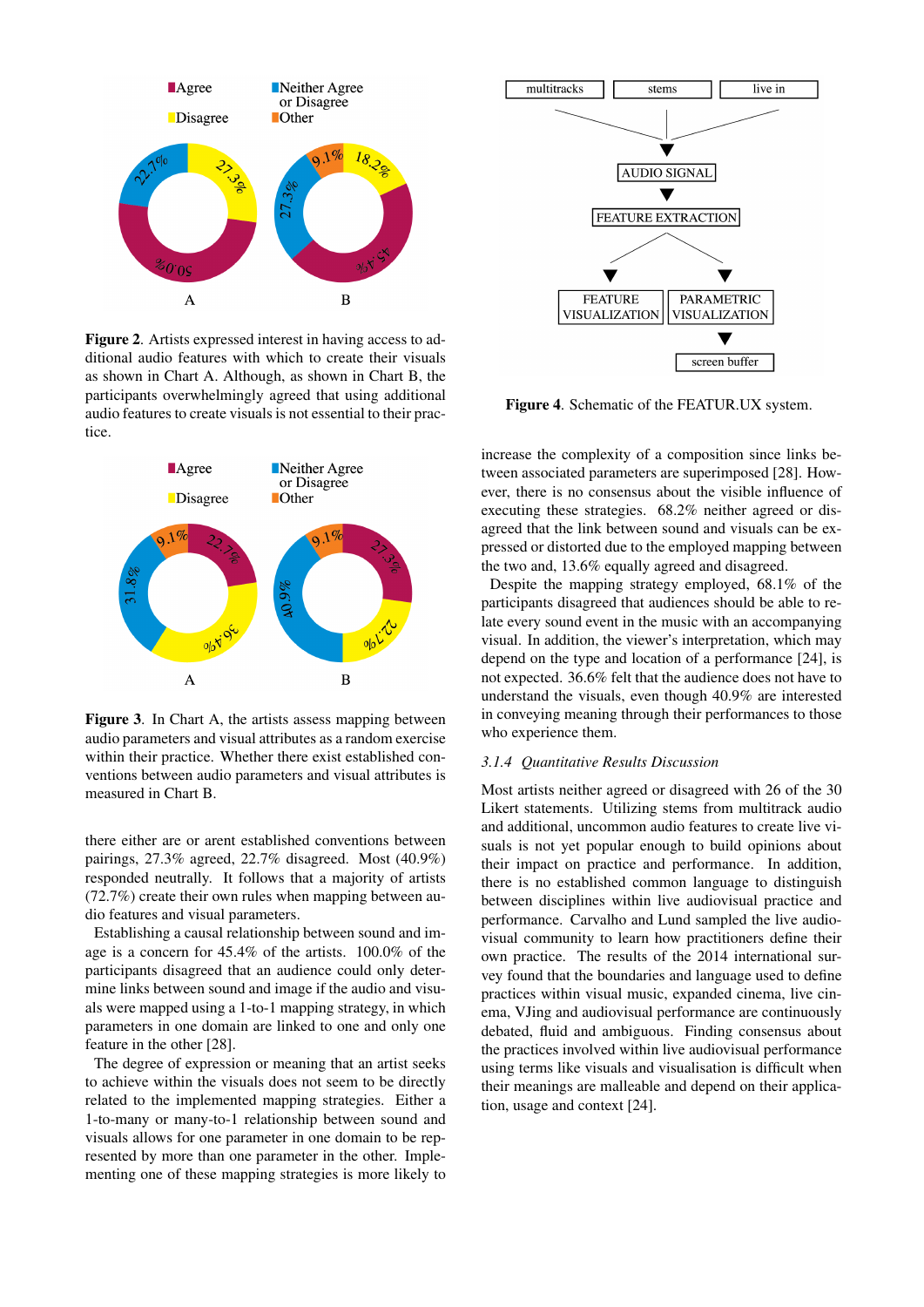**Figure 2**. Artists expressed interest in having access to additional audio features with which to create their visuals as shown in Chart A. Although, as shown in Chart B, the participants overwhelmingly agreed that using additional audio features to create visuals is not essential to their practice.

**Figure 3**. In Chart A, the artists assess mapping between audio parameters and visual attributes as a random exercise within their practice. Whether there exist established conventions between audio parameters and visual attributes is measured in Chart B.

there either are or arent established conventions between pairings, 27.3% agreed, 22.7% disagreed. Most (40.9%) responded neutrally. It follows that a majority of artists (72.7%) create their own rules when mapping between audio features and visual parameters.

Establishing a causal relationship between sound and image is a concern for 45.4% of the artists. 100.0% of the participants disagreed that an audience could only determine links between sound and image if the audio and visuals were mapped using a 1-to-1 mapping strategy, in which parameters in one domain are linked to one and only one feature in the other [28].

The degree of expression or meaning that an artist seeks to achieve within the visuals does not seem to be directly related to the implemented mapping strategies. Either a 1-to-many or many-to-1 relationship between sound and visuals allows for one parameter in one domain to be represented by more than one parameter in the other. Implementing one of these mapping strategies is more likely to

**Figure 4**. Schematic of the FEATUR.UX system.

increase the complexity of a composition since links between associated parameters are superimposed [28]. However, there is no consensus about the visible influence of executing these strategies. 68.2% neither agreed or disagreed that the link between sound and visuals can be expressed or distorted due to the employed mapping between the two and, 13.6% equally agreed and disagreed.

Despite the mapping strategy employed, 68.1% of the participants disagreed that audiences should be able to relate every sound event in the music with an accompanying visual. In addition, the viewer's interpretation, which may depend on the type and location of a performance [24], is not expected. 36.6% felt that the audience does not have to understand the visuals, even though 40.9% are interested in conveying meaning through their performances to those who experience them.

#### *3.1.4 Quantitative Results Discussion*

Most artists neither agreed or disagreed with 26 of the 30 Likert statements. Utilizing stems from multitrack audio and additional, uncommon audio features to create live visuals is not yet popular enough to build opinions about their impact on practice and performance. In addition, there is no established common language to distinguish between disciplines within live audiovisual practice and performance. Carvalho and Lund sampled the live audiovisual community to learn how practitioners define their own practice. The results of the 2014 international survey found that the boundaries and language used to define practices within visual music, expanded cinema, live cinema, VJing and audiovisual performance are continuously debated, fluid and ambiguous. Finding consensus about the practices involved within live audiovisual performance using terms like visuals and visualisation is difficult when their meanings are malleable and depend on their application, usage and context [24].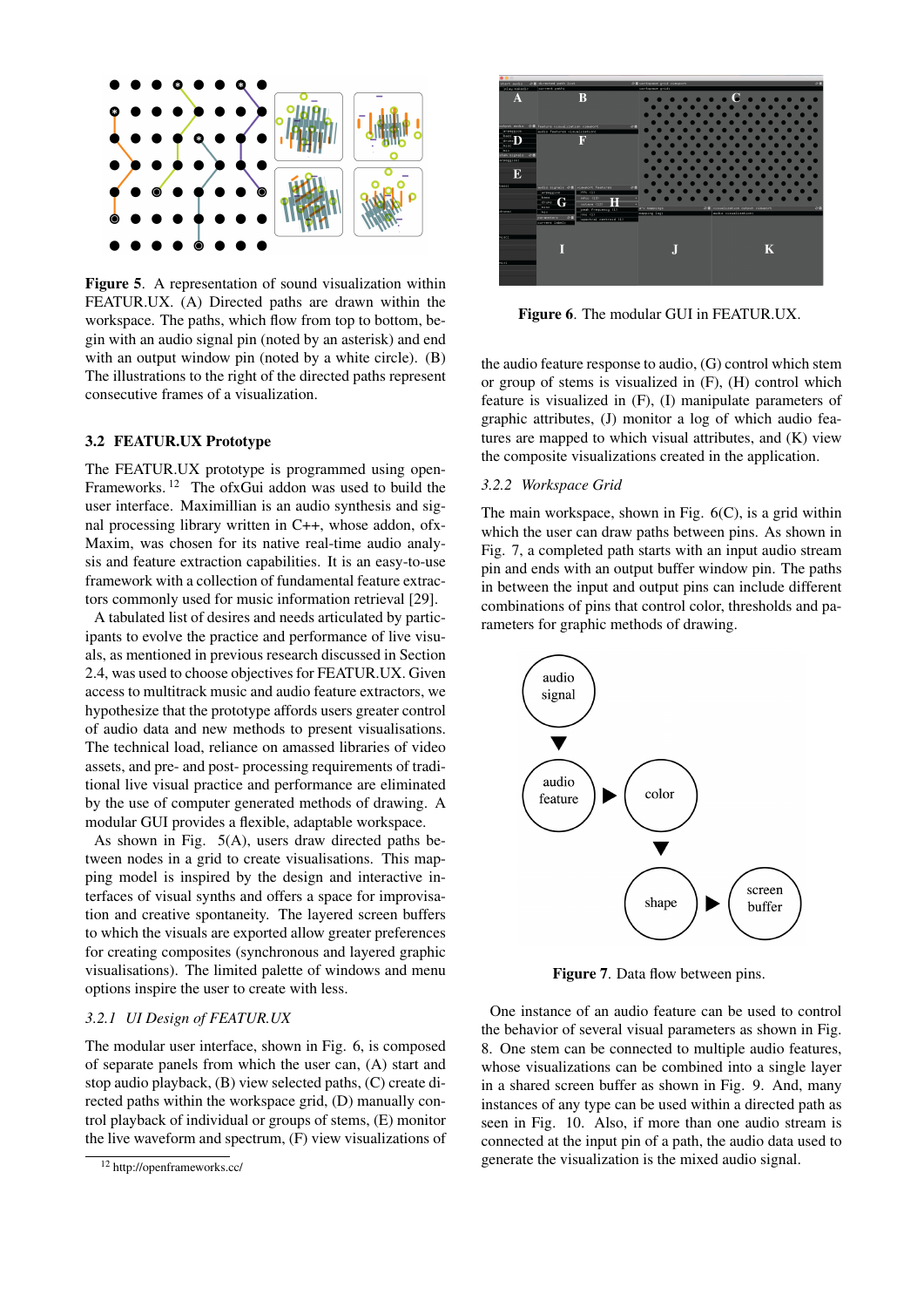**Figure 5**. A representation of sound visualization within FEATUR.UX. (A) Directed paths are drawn within the workspace. The paths, which flow from top to bottom, begin with an audio signal pin (noted by an asterisk) and end with an output window pin (noted by a white circle). (B) The illustrations to the right of the directed paths represent consecutive frames of a visualization.

### 3.2 FEATUR.UX Prototype

The FEATUR.UX prototype is programmed using openFrameworks.[12] The ofxGui addon was used to build the user interface. Maximillian is an audio synthesis and signal processing library written in C++, whose addon, ofxMaxim, was chosen for its native real-time audio analysis and feature extraction capabilities. It is an easy-to-use framework with a collection of fundamental feature extractors commonly used for music information retrieval [29].

A tabulated list of desires and needs articulated by participants to evolve the practice and performance of live visuals, as mentioned in previous research discussed in Section 2.4, was used to choose objectives for FEATUR.UX. Given access to multitrack music and audio feature extractors, we hypothesize that the prototype affords users greater control of audio data and new methods to present visualisations. The technical load, reliance on amassed libraries of video assets, and pre- and post- processing requirements of traditional live visual practice and performance are eliminated by the use of computer generated methods of drawing. A modular GUI provides a flexible, adaptable workspace.

As shown in Fig. 5(A), users draw directed paths between nodes in a grid to create visualisations. This mapping model is inspired by the design and interactive interfaces of visual synths and offers a space for improvisation and creative spontaneity. The layered screen buffers to which the visuals are exported allow greater preferences for creating composites (synchronous and layered graphic visualisations). The limited palette of windows and menu options inspire the user to create with less.

#### 3.2.1 UI Design of FEATUR.UX

The modular user interface, shown in Fig. 6, is composed of separate panels from which the user can, (A) start and stop audio playback, (B) view selected paths, (C) create directed paths within the workspace grid, (D) manually control playback of individual or groups of stems, (E) monitor the live waveform and spectrum, (F) view visualizations of the audio feature response to audio, (G) control which stem or group of stems is visualized in (F), (H) control which feature is visualized in (F), (I) manipulate parameters of graphic attributes, (J) monitor a log of which audio features are mapped to which visual attributes, and (K) view the composite visualizations created in the application.

[12] http://openframeworks.cc/

**Figure 6**. The modular GUI in FEATUR.UX.

#### 3.2.2 Workspace Grid

The main workspace, shown in Fig. 6(C), is a grid within which the user can draw paths between pins. As shown in Fig. 7, a completed path starts with an input audio stream pin and ends with an output buffer window pin. The paths in between the input and output pins can include different combinations of pins that control color, thresholds and parameters for graphic methods of drawing.

**Figure 7**. Data flow between pins.

One instance of an audio feature can be used to control the behavior of several visual parameters as shown in Fig. 8. One stem can be connected to multiple audio features, whose visualizations can be combined into a single layer in a shared screen buffer as shown in Fig. 9. And, many instances of any type can be used within a directed path as seen in Fig. 10. Also, if more than one audio stream is connected at the input pin of a path, the audio data used to generate the visualization is the mixed audio signal.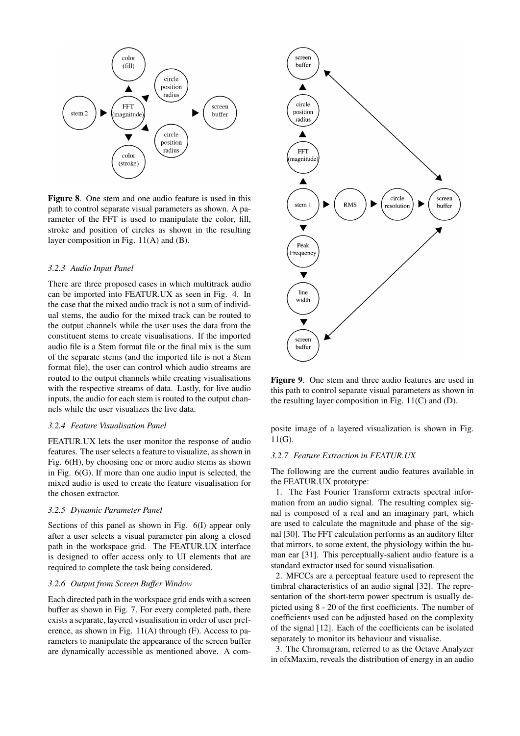**Figure 8**. One stem and one audio feature is used in this path to control separate visual parameters as shown. A parameter of the FFT is used to manipulate the color, fill, stroke and position of circles as shown in the resulting layer composition in Fig. 11(A) and (B).

#### 3.2.3 Audio Input Panel

There are three proposed cases in which multitrack audio can be imported into FEATUR.UX as seen in Fig. 4. In the case that the mixed audio track is not a sum of individual stems, the audio for the mixed track can be routed to the output channels while the user uses the data from the constituent stems to create visualisations. If the imported audio file is a Stem format file or the final mix is the sum of the separate stems (and the imported file is not a Stem format file), the user can control which audio streams are routed to the output channels while creating visualisations with the respective streams of data. Lastly, for live audio inputs, the audio for each stem is routed to the output channels while the user visualizes the live data.

#### 3.2.4 Feature Visualisation Panel

FEATUR.UX lets the user monitor the response of audio features. The user selects a feature to visualize, as shown in Fig. 6(H), by choosing one or more audio stems as shown in Fig. 6(G). If more than one audio input is selected, the mixed audio is used to create the feature visualisation for the chosen extractor.

#### 3.2.5 Dynamic Parameter Panel

Sections of this panel as shown in Fig. 6(I) appear only after a user selects a visual parameter pin along a closed path in the workspace grid. The FEATUR.UX interface is designed to offer access only to UI elements that are required to complete the task being considered.

#### 3.2.6 Output from Screen Buffer Window

Each directed path in the workspace grid ends with a screen buffer as shown in Fig. 7. For every completed path, there exists a separate, layered visualisation in order of user preference, as shown in Fig. 11(A) through (F). Access to parameters to manipulate the appearance of the screen buffer are dynamically accessible as mentioned above. A composite image of a layered visualization is shown in Fig. 11(G).

**Figure 9**. One stem and three audio features are used in this path to control separate visual parameters as shown in the resulting layer composition in Fig. 11(C) and (D).

#### 3.2.7 Feature Extraction in FEATUR.UX

The following are the current audio features available in the FEATUR.UX prototype:

1. The Fast Fourier Transform extracts spectral information from an audio signal. The resulting complex signal is composed of a real and an imaginary part, which are used to calculate the magnitude and phase of the signal [30]. The FFT calculation performs as an auditory filter that mirrors, to some extent, the physiology within the human ear [31]. This perceptually-salient audio feature is a standard extractor used for sound visualisation.

2. MFCCs are a perceptual feature used to represent the timbral characteristics of an audio signal [32]. The representation of the short-term power spectrum is usually depicted using 8 - 20 of the first coefficients. The number of coefficients used can be adjusted based on the complexity of the signal [12]. Each of the coefficients can be isolated separately to monitor its behaviour and visualise.

3. The Chromagram, referred to as the Octave Analyzer in ofxMaxim, reveals the distribution of energy in an audio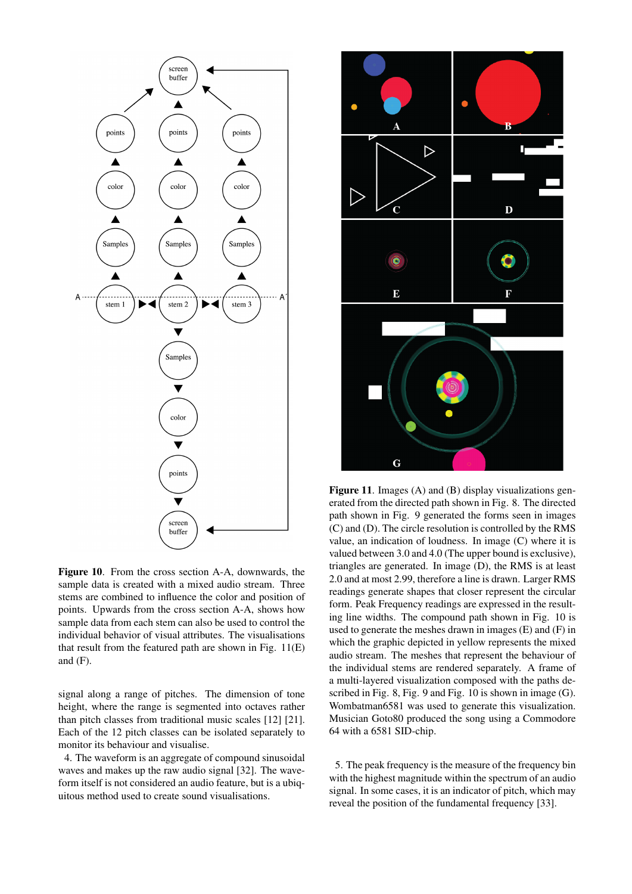**Figure 10**. From the cross section A-A, downwards, the sample data is created with a mixed audio stream. Three stems are combined to influence the color and position of points. Upwards from the cross section A-A, shows how sample data from each stem can also be used to control the individual behavior of visual attributes. The visualisations that result from the featured path are shown in Fig. 11(E) and (F).

signal along a range of pitches. The dimension of tone height, where the range is segmented into octaves rather than pitch classes from traditional music scales [12] [21]. Each of the 12 pitch classes can be isolated separately to monitor its behaviour and visualise.

4. The waveform is an aggregate of compound sinusoidal waves and makes up the raw audio signal [32]. The waveform itself is not considered an audio feature, but is a ubiquitous method used to create sound visualisations.

**Figure 11**. Images (A) and (B) display visualizations generated from the directed path shown in Fig. 8. The directed path shown in Fig. 9 generated the forms seen in images (C) and (D). The circle resolution is controlled by the RMS value, an indication of loudness. In image (C) where it is valued between 3.0 and 4.0 (The upper bound is exclusive), triangles are generated. In image (D), the RMS is at least 2.0 and at most 2.99, therefore a line is drawn. Larger RMS readings generate shapes that closer represent the circular form. Peak Frequency readings are expressed in the resulting line widths. The compound path shown in Fig. 10 is used to generate the meshes drawn in images (E) and (F) in which the graphic depicted in yellow represents the mixed audio stream. The meshes that represent the behaviour of the individual stems are rendered separately. A frame of a multi-layered visualization composed with the paths described in Fig. 8, Fig. 9 and Fig. 10 is shown in image (G). Wombatman6581 was used to generate this visualization. Musician Goto80 produced the song using a Commodore 64 with a 6581 SID-chip.

5. The peak frequency is the measure of the frequency bin with the highest magnitude within the spectrum of an audio signal. In some cases, it is an indicator of pitch, which may reveal the position of the fundamental frequency [33].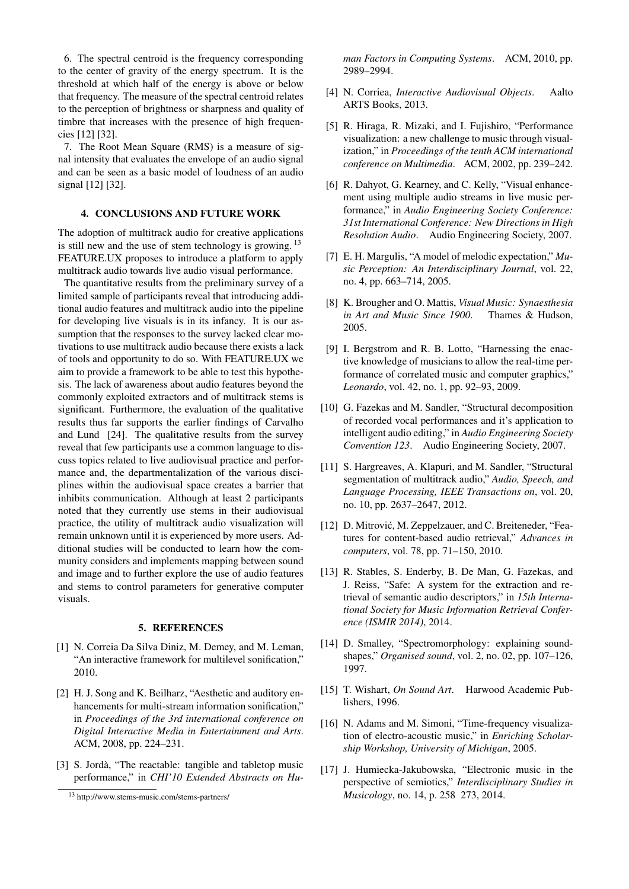6. The spectral centroid is the frequency corresponding to the center of gravity of the energy spectrum. It is the threshold at which half of the energy is above or below that frequency. The measure of the spectral centroid relates to the perception of brightness or sharpness and quality of timbre that increases with the presence of high frequencies [12] [32].

7. The Root Mean Square (RMS) is a measure of signal intensity that evaluates the envelope of an audio signal and can be seen as a basic model of loudness of an audio signal [12] [32].

## 4. CONCLUSIONS AND FUTURE WORK

The adoption of multitrack audio for creative applications is still new and the use of stem technology is growing. [13] FEATURE.UX proposes to introduce a platform to apply multitrack audio towards live audio visual performance.

The quantitative results from the preliminary survey of a limited sample of participants reveal that introducing additional audio features and multitrack audio into the pipeline for developing live visuals is in its infancy. It is our assumption that the responses to the survey lacked clear motivations to use multitrack audio because there exists a lack of tools and opportunity to do so. With FEATURE.UX we aim to provide a framework to be able to test this hypothesis. The lack of awareness about audio features beyond the commonly exploited extractors and of multitrack stems is significant. Furthermore, the evaluation of the qualitative results thus far supports the earlier findings of Carvalho and Lund [24]. The qualitative results from the survey reveal that few participants use a common language to discuss topics related to live audiovisual practice and performance and, the departmentalization of the various disciplines within the audiovisual space creates a barrier that inhibits communication. Although at least 2 participants noted that they currently use stems in their audiovisual practice, the utility of multitrack audio visualization will remain unknown until it is experienced by more users. Additional studies will be conducted to learn how the community considers and implements mapping between sound and image and to further explore the use of audio features and stems to control parameters for generative computer visuals.

## 5. REFERENCES

[1] N. Correia Da Silva Diniz, M. Demey, and M. Leman, "An interactive framework for multilevel sonification," 2010.

[2] H. J. Song and K. Beilharz, "Aesthetic and auditory enhancements for multi-stream information sonification," in *Proceedings of the 3rd international conference on Digital Interactive Media in Entertainment and Arts*. ACM, 2008, pp. 224–231.

[3] S. Jordà, "The reactable: tangible and tabletop music performance," in *CHI'10 Extended Abstracts on Human Factors in Computing Systems*. ACM, 2010, pp. 2989–2994.

[4] N. Corriea, *Interactive Audiovisual Objects*. Aalto ARTS Books, 2013.

[5] R. Hiraga, R. Mizaki, and I. Fujishiro, "Performance visualization: a new challenge to music through visualization," in *Proceedings of the tenth ACM international conference on Multimedia*. ACM, 2002, pp. 239–242.

[6] R. Dahyot, G. Kearney, and C. Kelly, "Visual enhancement using multiple audio streams in live music performance," in *Audio Engineering Society Conference: 31st International Conference: New Directions in High Resolution Audio*. Audio Engineering Society, 2007.

[7] E. H. Margulis, "A model of melodic expectation," *Music Perception: An Interdisciplinary Journal*, vol. 22, no. 4, pp. 663–714, 2005.

[8] K. Brougher and O. Mattis, *Visual Music: Synaesthesia in Art and Music Since 1900*. Thames & Hudson, 2005.

[9] I. Bergstrom and R. B. Lotto, "Harnessing the enactive knowledge of musicians to allow the real-time performance of correlated music and computer graphics," *Leonardo*, vol. 42, no. 1, pp. 92–93, 2009.

[10] G. Fazekas and M. Sandler, "Structural decomposition of recorded vocal performances and it's application to intelligent audio editing," in *Audio Engineering Society Convention 123*. Audio Engineering Society, 2007.

[11] S. Hargreaves, A. Klapuri, and M. Sandler, "Structural segmentation of multitrack audio," *Audio, Speech, and Language Processing, IEEE Transactions on*, vol. 20, no. 10, pp. 2637–2647, 2012.

[12] D. Mitrović, M. Zeppelzauer, and C. Breiteneder, "Features for content-based audio retrieval," *Advances in computers*, vol. 78, pp. 71–150, 2010.

[13] R. Stables, S. Enderby, B. De Man, G. Fazekas, and J. Reiss, "Safe: A system for the extraction and retrieval of semantic audio descriptors," in *15th International Society for Music Information Retrieval Conference (ISMIR 2014)*, 2014.

[14] D. Smalley, "Spectromorphology: explaining sound-shapes," *Organised sound*, vol. 2, no. 02, pp. 107–126, 1997.

[15] T. Wishart, *On Sound Art*. Harwood Academic Publishers, 1996.

[16] N. Adams and M. Simoni, "Time-frequency visualization of electro-acoustic music," in *Enriching Scholarship Workshop, University of Michigan*, 2005.

[17] J. Humiecka-Jakubowska, "Electronic music in the perspective of semiotics," *Interdisciplinary Studies in Musicology*, no. 14, p. 258 273, 2014.

[13] http://www.stems-music.com/stems-partners/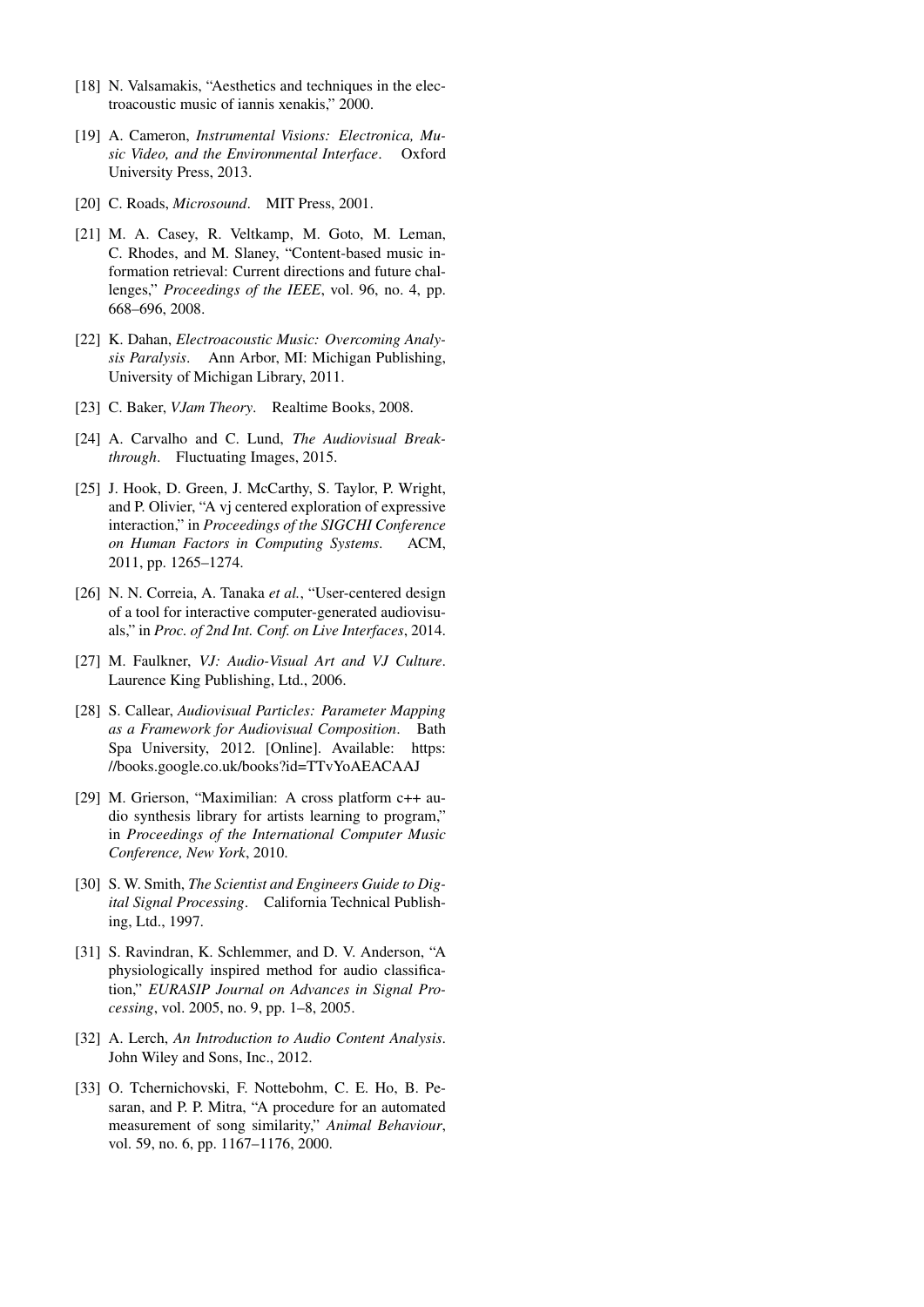[18] N. Valsamakis, “Aesthetics and techniques in the electroacoustic music of iannis xenakis,” 2000.

[19] A. Cameron, *Instrumental Visions: Electronica, Music Video, and the Environmental Interface*. Oxford University Press, 2013.

[20] C. Roads, *Microsound*. MIT Press, 2001.

[21] M. A. Casey, R. Veltkamp, M. Goto, M. Leman, C. Rhodes, and M. Slaney, “Content-based music information retrieval: Current directions and future challenges,” *Proceedings of the IEEE*, vol. 96, no. 4, pp. 668–696, 2008.

[22] K. Dahan, *Electroacoustic Music: Overcoming Analysis Paralysis*. Ann Arbor, MI: Michigan Publishing, University of Michigan Library, 2011.

[23] C. Baker, *VJam Theory*. Realtime Books, 2008.

[24] A. Carvalho and C. Lund, *The Audiovisual Breakthrough*. Fluctuating Images, 2015.

[25] J. Hook, D. Green, J. McCarthy, S. Taylor, P. Wright, and P. Olivier, “A vj centered exploration of expressive interaction,” in *Proceedings of the SIGCHI Conference on Human Factors in Computing Systems*. ACM, 2011, pp. 1265–1274.

[26] N. N. Correia, A. Tanaka *et al.*, “User-centered design of a tool for interactive computer-generated audiovisuals,” in *Proc. of 2nd Int. Conf. on Live Interfaces*, 2014.

[27] M. Faulkner, *VJ: Audio-Visual Art and VJ Culture*. Laurence King Publishing, Ltd., 2006.

[28] S. Callear, *Audiovisual Particles: Parameter Mapping as a Framework for Audiovisual Composition*. Bath Spa University, 2012. [Online]. Available: https://books.google.co.uk/books?id=TTvYoAEACAAJ

[29] M. Grierson, “Maximilian: A cross platform c++ audio synthesis library for artists learning to program,” in *Proceedings of the International Computer Music Conference, New York*, 2010.

[30] S. W. Smith, *The Scientist and Engineers Guide to Digital Signal Processing*. California Technical Publishing, Ltd., 1997.

[31] S. Ravindran, K. Schlemmer, and D. V. Anderson, “A physiologically inspired method for audio classification,” *EURASIP Journal on Advances in Signal Processing*, vol. 2005, no. 9, pp. 1–8, 2005.

[32] A. Lerch, *An Introduction to Audio Content Analysis*. John Wiley and Sons, Inc., 2012.

[33] O. Tchernichovski, F. Nottebohm, C. E. Ho, B. Pesaran, and P. P. Mitra, “A procedure for an automated measurement of song similarity,” *Animal Behaviour*, vol. 59, no. 6, pp. 1167–1176, 2000.